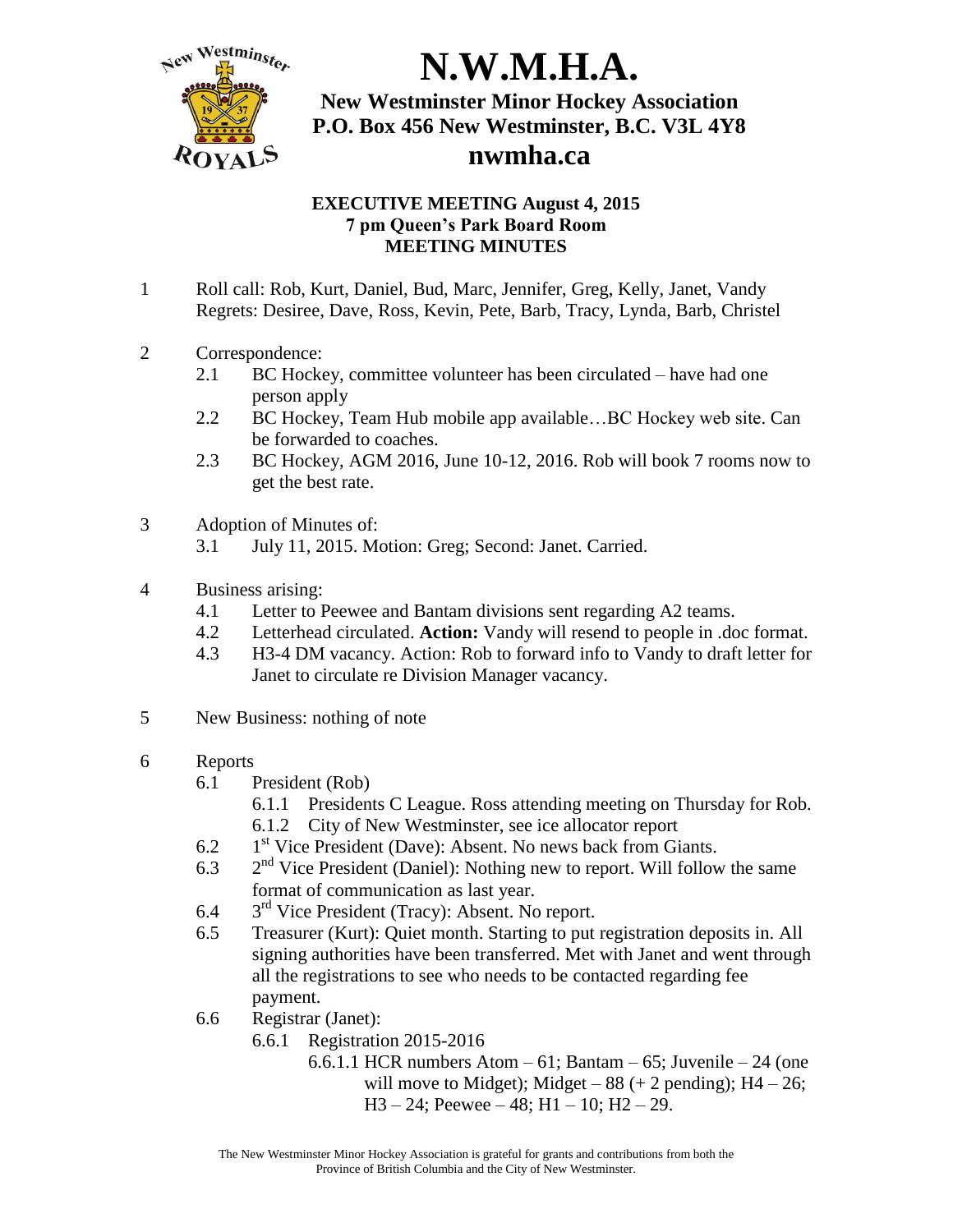# N.W.M.H.A.

## New Westminster Minor Hockey Association
## P.O. Box 456 New Westminster, B.C. V3L 4Y8
## nwmha.ca

### EXECUTIVE MEETING August 4, 2015
### 7 pm Queen's Park Board Room
### MEETING MINUTES

1 Roll call: Rob, Kurt, Daniel, Bud, Marc, Jennifer, Greg, Kelly, Janet, Vandy
Regrets: Desiree, Dave, Ross, Kevin, Pete, Barb, Tracy, Lynda, Barb, Christel

2 Correspondence:
- 2.1 BC Hockey, committee volunteer has been circulated – have had one person apply
- 2.2 BC Hockey, Team Hub mobile app available…BC Hockey web site. Can be forwarded to coaches.
- 2.3 BC Hockey, AGM 2016, June 10-12, 2016. Rob will book 7 rooms now to get the best rate.

3 Adoption of Minutes of:
- 3.1 July 11, 2015. Motion: Greg; Second: Janet. Carried.

4 Business arising:
- 4.1 Letter to Peewee and Bantam divisions sent regarding A2 teams.
- 4.2 Letterhead circulated. **Action:** Vandy will resend to people in .doc format.
- 4.3 H3-4 DM vacancy. Action: Rob to forward info to Vandy to draft letter for Janet to circulate re Division Manager vacancy.

5 New Business: nothing of note

6 Reports
- 6.1 President (Rob)
  - 6.1.1 Presidents C League. Ross attending meeting on Thursday for Rob.
  - 6.1.2 City of New Westminster, see ice allocator report
- 6.2 1st Vice President (Dave): Absent. No news back from Giants.
- 6.3 2nd Vice President (Daniel): Nothing new to report. Will follow the same format of communication as last year.
- 6.4 3rd Vice President (Tracy): Absent. No report.
- 6.5 Treasurer (Kurt): Quiet month. Starting to put registration deposits in. All signing authorities have been transferred. Met with Janet and went through all the registrations to see who needs to be contacted regarding fee payment.
- 6.6 Registrar (Janet):
  - 6.6.1 Registration 2015-2016
    - 6.6.1.1 HCR numbers Atom – 61; Bantam – 65; Juvenile – 24 (one will move to Midget); Midget – 88 (+ 2 pending); H4 – 26; H3 – 24; Peewee – 48; H1 – 10; H2 – 29.

The New Westminster Minor Hockey Association is grateful for grants and contributions from both the Province of British Columbia and the City of New Westminster.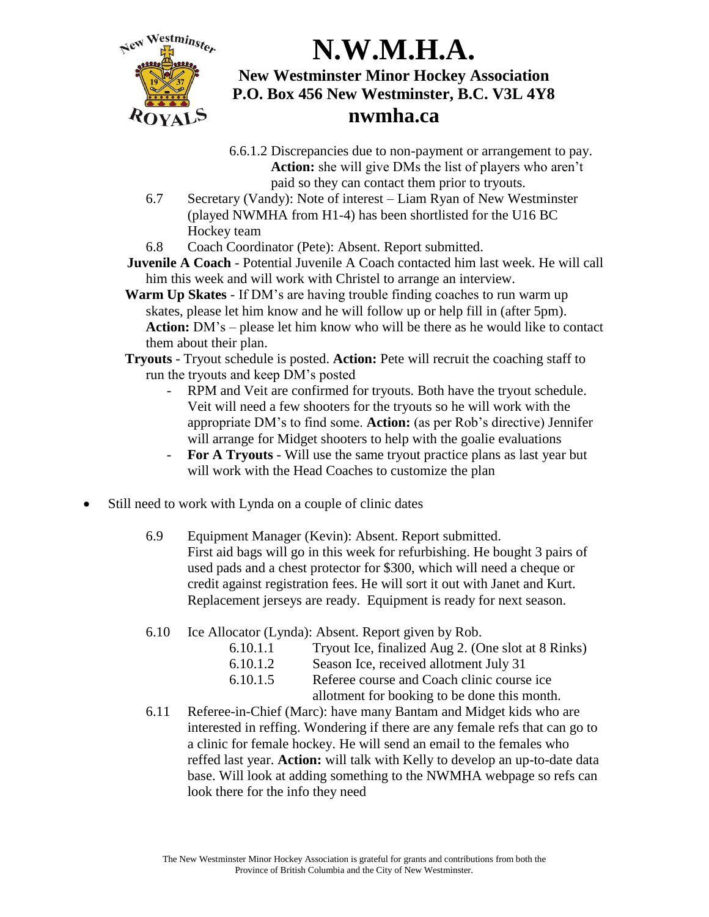6.6.1.2 Discrepancies due to non-payment or arrangement to pay. **Action:** she will give DMs the list of players who aren't paid so they can contact them prior to tryouts.

6.7 Secretary (Vandy): Note of interest – Liam Ryan of New Westminster (played NWMHA from H1-4) has been shortlisted for the U16 BC Hockey team

6.8 Coach Coordinator (Pete): Absent. Report submitted.

**Juvenile A Coach** - Potential Juvenile A Coach contacted him last week. He will call him this week and will work with Christel to arrange an interview.

**Warm Up Skates** - If DM's are having trouble finding coaches to run warm up skates, please let him know and he will follow up or help fill in (after 5pm). **Action:** DM's – please let him know who will be there as he would like to contact them about their plan.

**Tryouts** - Tryout schedule is posted. **Action:** Pete will recruit the coaching staff to run the tryouts and keep DM's posted

- RPM and Veit are confirmed for tryouts. Both have the tryout schedule. Veit will need a few shooters for the tryouts so he will work with the appropriate DM's to find some. **Action:** (as per Rob's directive) Jennifer will arrange for Midget shooters to help with the goalie evaluations
- **For A Tryouts** - Will use the same tryout practice plans as last year but will work with the Head Coaches to customize the plan

- Still need to work with Lynda on a couple of clinic dates

6.9 Equipment Manager (Kevin): Absent. Report submitted. First aid bags will go in this week for refurbishing. He bought 3 pairs of used pads and a chest protector for $300, which will need a cheque or credit against registration fees. He will sort it out with Janet and Kurt. Replacement jerseys are ready. Equipment is ready for next season.

6.10 Ice Allocator (Lynda): Absent. Report given by Rob.

- 6.10.1.1 Tryout Ice, finalized Aug 2. (One slot at 8 Rinks)
- 6.10.1.2 Season Ice, received allotment July 31
- 6.10.1.5 Referee course and Coach clinic course ice allotment for booking to be done this month.

6.11 Referee-in-Chief (Marc): have many Bantam and Midget kids who are interested in reffing. Wondering if there are any female refs that can go to a clinic for female hockey. He will send an email to the females who reffed last year. **Action:** will talk with Kelly to develop an up-to-date data base. Will look at adding something to the NWMHA webpage so refs can look there for the info they need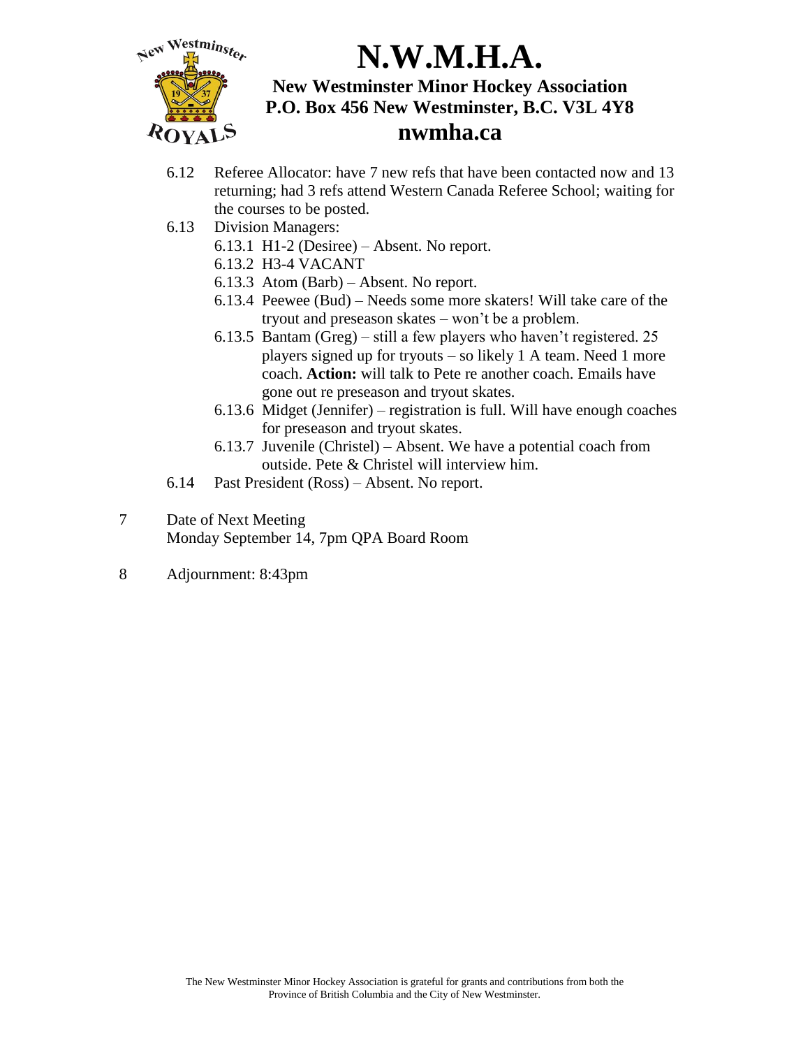6.12 Referee Allocator: have 7 new refs that have been contacted now and 13 returning; had 3 refs attend Western Canada Referee School; waiting for the courses to be posted.

6.13 Division Managers:

- 6.13.1 H1-2 (Desiree) – Absent. No report.
- 6.13.2 H3-4 VACANT
- 6.13.3 Atom (Barb) – Absent. No report.
- 6.13.4 Peewee (Bud) – Needs some more skaters! Will take care of the tryout and preseason skates – won't be a problem.
- 6.13.5 Bantam (Greg) – still a few players who haven't registered. 25 players signed up for tryouts – so likely 1 A team. Need 1 more coach. **Action:** will talk to Pete re another coach. Emails have gone out re preseason and tryout skates.
- 6.13.6 Midget (Jennifer) – registration is full. Will have enough coaches for preseason and tryout skates.
- 6.13.7 Juvenile (Christel) – Absent. We have a potential coach from outside. Pete & Christel will interview him.

6.14 Past President (Ross) – Absent. No report.

7 Date of Next Meeting
Monday September 14, 7pm QPA Board Room

8 Adjournment: 8:43pm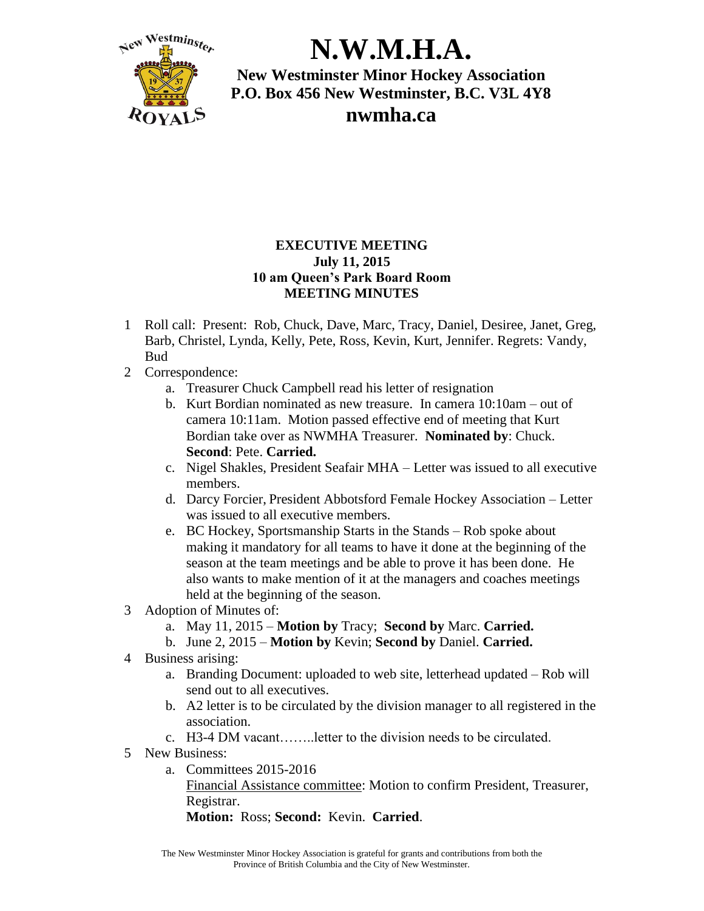# N.W.M.H.A.

**New Westminster Minor Hockey Association**
**P.O. Box 456 New Westminster, B.C. V3L 4Y8**
**nwmha.ca**

**EXECUTIVE MEETING**
**July 11, 2015**
**10 am Queen's Park Board Room**
**MEETING MINUTES**

1. Roll call: Present: Rob, Chuck, Dave, Marc, Tracy, Daniel, Desiree, Janet, Greg, Barb, Christel, Lynda, Kelly, Pete, Ross, Kevin, Kurt, Jennifer. Regrets: Vandy, Bud
2. Correspondence:
   a. Treasurer Chuck Campbell read his letter of resignation
   b. Kurt Bordian nominated as new treasure. In camera 10:10am – out of camera 10:11am. Motion passed effective end of meeting that Kurt Bordian take over as NWMHA Treasurer. **Nominated by**: Chuck. **Second**: Pete. **Carried.**
   c. Nigel Shakles, President Seafair MHA – Letter was issued to all executive members.
   d. Darcy Forcier, President Abbotsford Female Hockey Association – Letter was issued to all executive members.
   e. BC Hockey, Sportsmanship Starts in the Stands – Rob spoke about making it mandatory for all teams to have it done at the beginning of the season at the team meetings and be able to prove it has been done. He also wants to make mention of it at the managers and coaches meetings held at the beginning of the season.
3. Adoption of Minutes of:
   a. May 11, 2015 – **Motion by** Tracy; **Second by** Marc. **Carried.**
   b. June 2, 2015 – **Motion by** Kevin; **Second by** Daniel. **Carried.**
4. Business arising:
   a. Branding Document: uploaded to web site, letterhead updated – Rob will send out to all executives.
   b. A2 letter is to be circulated by the division manager to all registered in the association.
   c. H3-4 DM vacant……..letter to the division needs to be circulated.
5. New Business:
   a. Committees 2015-2016
      Financial Assistance committee: Motion to confirm President, Treasurer, Registrar.
      **Motion:** Ross; **Second:** Kevin. **Carried**.

The New Westminster Minor Hockey Association is grateful for grants and contributions from both the Province of British Columbia and the City of New Westminster.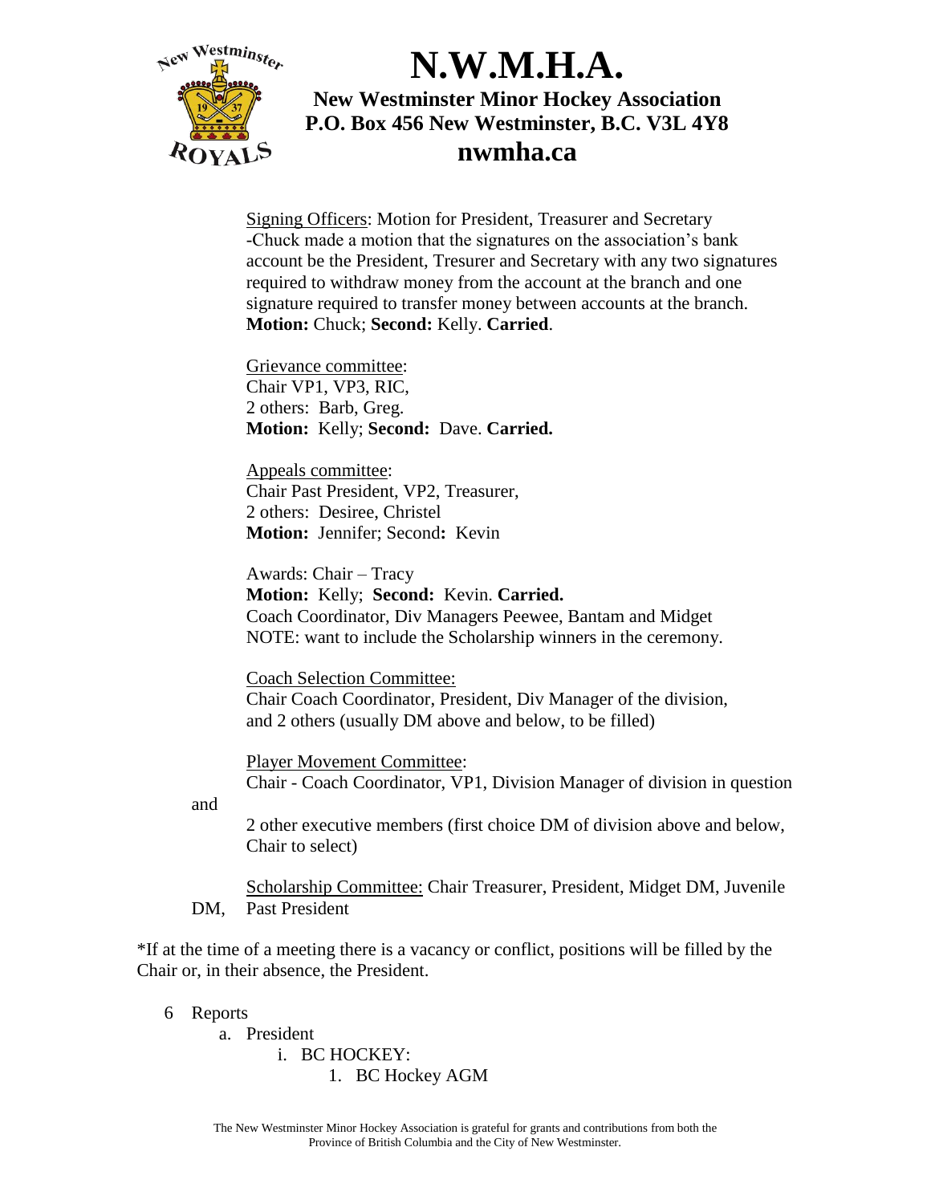# N.W.M.H.A.

**New Westminster Minor Hockey Association**
**P.O. Box 456 New Westminster, B.C. V3L 4Y8**
**nwmha.ca**

Signing Officers: Motion for President, Treasurer and Secretary
-Chuck made a motion that the signatures on the association's bank account be the President, Tresurer and Secretary with any two signatures required to withdraw money from the account at the branch and one signature required to transfer money between accounts at the branch.
**Motion:** Chuck; **Second:** Kelly. **Carried**.

Grievance committee:
Chair VP1, VP3, RIC,
2 others: Barb, Greg.
**Motion:** Kelly; **Second:** Dave. **Carried.**

Appeals committee:
Chair Past President, VP2, Treasurer,
2 others: Desiree, Christel
**Motion:** Jennifer; Second**:** Kevin

Awards: Chair – Tracy
**Motion:** Kelly; **Second:** Kevin. **Carried.**
Coach Coordinator, Div Managers Peewee, Bantam and Midget
NOTE: want to include the Scholarship winners in the ceremony.

Coach Selection Committee:
Chair Coach Coordinator, President, Div Manager of the division, and 2 others (usually DM above and below, to be filled)

Player Movement Committee:
Chair - Coach Coordinator, VP1, Division Manager of division in question and
2 other executive members (first choice DM of division above and below, Chair to select)

Scholarship Committee: Chair Treasurer, President, Midget DM, Juvenile DM, Past President

*If at the time of a meeting there is a vacancy or conflict, positions will be filled by the Chair or, in their absence, the President.

6. Reports
   a. President
      i. BC HOCKEY:
         1. BC Hockey AGM

The New Westminster Minor Hockey Association is grateful for grants and contributions from both the Province of British Columbia and the City of New Westminster.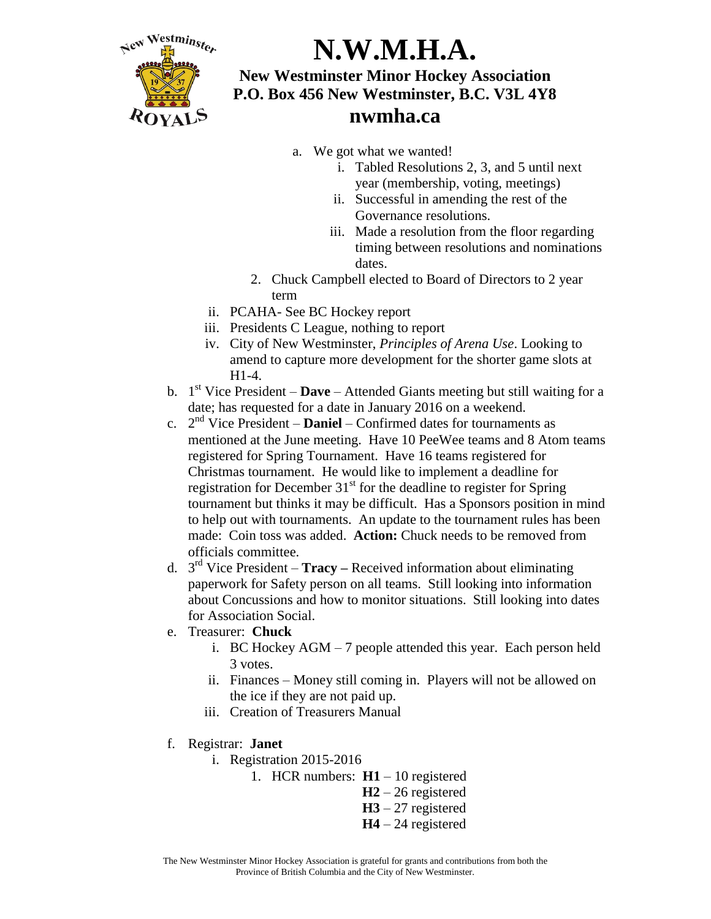# N.W.M.H.A.

**New Westminster Minor Hockey Association**
**P.O. Box 456 New Westminster, B.C. V3L 4Y8**
**nwmha.ca**

a. We got what we wanted!
   i. Tabled Resolutions 2, 3, and 5 until next year (membership, voting, meetings)
   ii. Successful in amending the rest of the Governance resolutions.
   iii. Made a resolution from the floor regarding timing between resolutions and nominations dates.

2. Chuck Campbell elected to Board of Directors to 2 year term

ii. PCAHA- See BC Hockey report

iii. Presidents C League, nothing to report

iv. City of New Westminster, *Principles of Arena Use*. Looking to amend to capture more development for the shorter game slots at H1-4.

b. 1st Vice President – **Dave** – Attended Giants meeting but still waiting for a date; has requested for a date in January 2016 on a weekend.

c. 2nd Vice President – **Daniel** – Confirmed dates for tournaments as mentioned at the June meeting. Have 10 PeeWee teams and 8 Atom teams registered for Spring Tournament. Have 16 teams registered for Christmas tournament. He would like to implement a deadline for registration for December 31st for the deadline to register for Spring tournament but thinks it may be difficult. Has a Sponsors position in mind to help out with tournaments. An update to the tournament rules has been made: Coin toss was added. **Action:** Chuck needs to be removed from officials committee.

d. 3rd Vice President – **Tracy –** Received information about eliminating paperwork for Safety person on all teams. Still looking into information about Concussions and how to monitor situations. Still looking into dates for Association Social.

e. Treasurer: **Chuck**
   i. BC Hockey AGM – 7 people attended this year. Each person held 3 votes.
   ii. Finances – Money still coming in. Players will not be allowed on the ice if they are not paid up.
   iii. Creation of Treasurers Manual

f. Registrar: **Janet**
   i. Registration 2015-2016
      1. HCR numbers: **H1** – 10 registered
         **H2** – 26 registered
         **H3** – 27 registered
         **H4** – 24 registered

The New Westminster Minor Hockey Association is grateful for grants and contributions from both the Province of British Columbia and the City of New Westminster.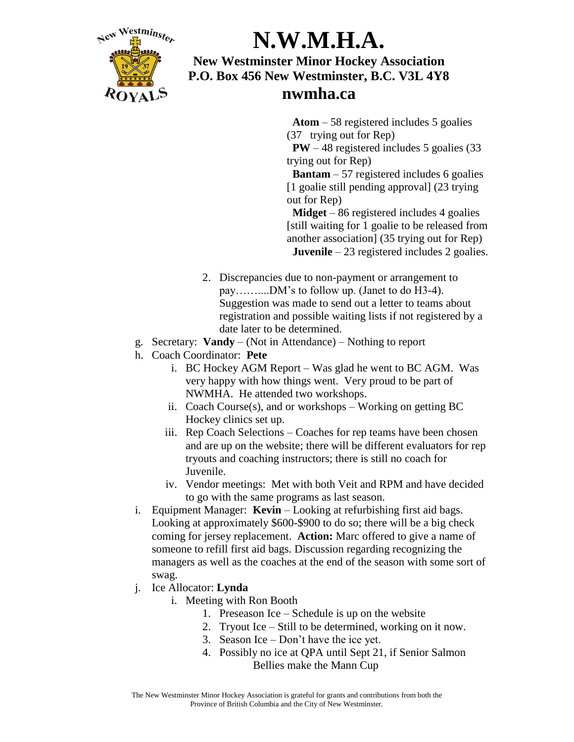# N.W.M.H.A.

**New Westminster Minor Hockey Association**
**P.O. Box 456 New Westminster, B.C. V3L 4Y8**
**nwmha.ca**

**Atom** – 58 registered includes 5 goalies (37 trying out for Rep)
**PW** – 48 registered includes 5 goalies (33 trying out for Rep)
**Bantam** – 57 registered includes 6 goalies [1 goalie still pending approval] (23 trying out for Rep)
**Midget** – 86 registered includes 4 goalies [still waiting for 1 goalie to be released from another association] (35 trying out for Rep)
**Juvenile** – 23 registered includes 2 goalies.

2. Discrepancies due to non-payment or arrangement to pay……....DM's to follow up. (Janet to do H3-4). Suggestion was made to send out a letter to teams about registration and possible waiting lists if not registered by a date later to be determined.

g. Secretary: **Vandy** – (Not in Attendance) – Nothing to report

h. Coach Coordinator: **Pete**
   i. BC Hockey AGM Report – Was glad he went to BC AGM. Was very happy with how things went. Very proud to be part of NWMHA. He attended two workshops.
   ii. Coach Course(s), and or workshops – Working on getting BC Hockey clinics set up.
   iii. Rep Coach Selections – Coaches for rep teams have been chosen and are up on the website; there will be different evaluators for rep tryouts and coaching instructors; there is still no coach for Juvenile.
   iv. Vendor meetings: Met with both Veit and RPM and have decided to go with the same programs as last season.

i. Equipment Manager: **Kevin** – Looking at refurbishing first aid bags. Looking at approximately $600-$900 to do so; there will be a big check coming for jersey replacement. **Action:** Marc offered to give a name of someone to refill first aid bags. Discussion regarding recognizing the managers as well as the coaches at the end of the season with some sort of swag.

j. Ice Allocator: **Lynda**
   i. Meeting with Ron Booth
      1. Preseason Ice – Schedule is up on the website
      2. Tryout Ice – Still to be determined, working on it now.
      3. Season Ice – Don't have the ice yet.
      4. Possibly no ice at QPA until Sept 21, if Senior Salmon Bellies make the Mann Cup

The New Westminster Minor Hockey Association is grateful for grants and contributions from both the Province of British Columbia and the City of New Westminster.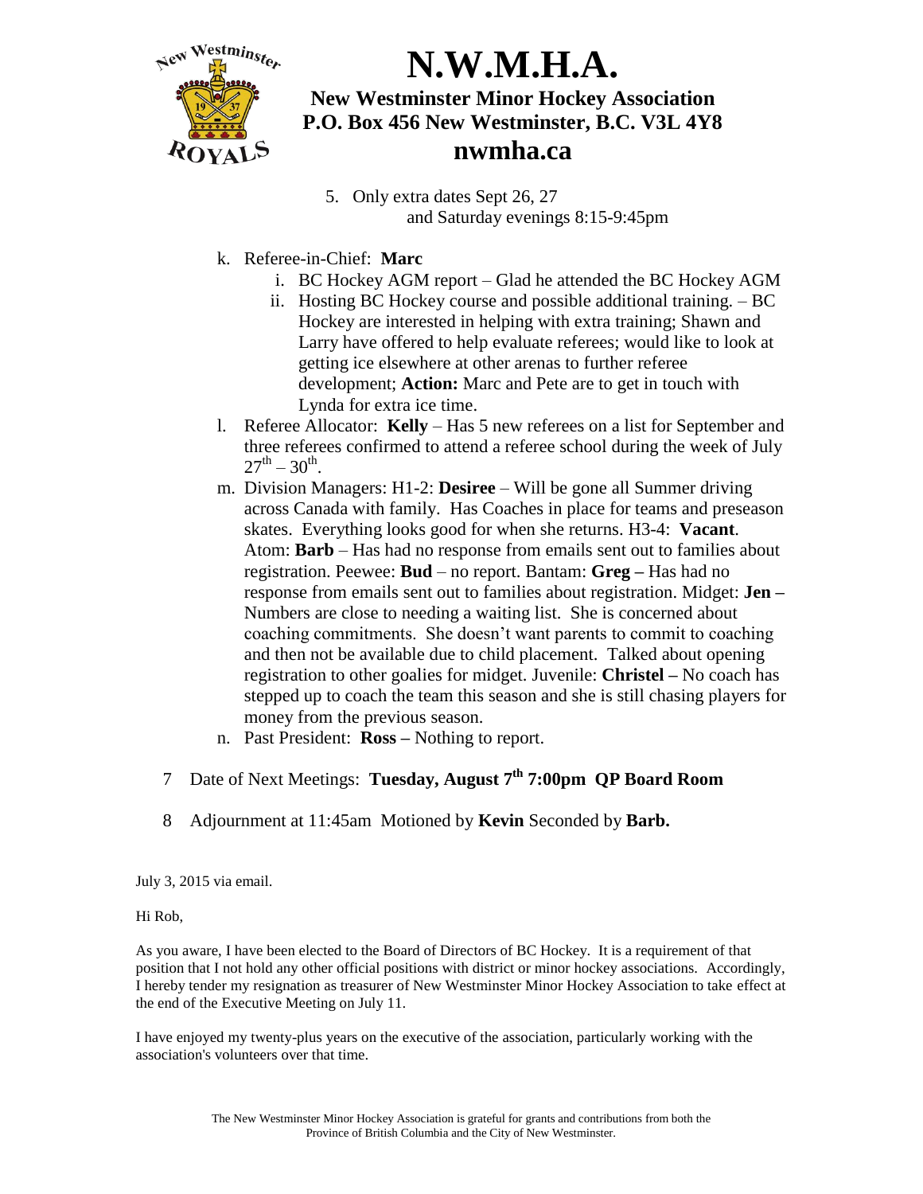# N.W.M.H.A.

**New Westminster Minor Hockey Association**
**P.O. Box 456 New Westminster, B.C. V3L 4Y8**
**nwmha.ca**

5. Only extra dates Sept 26, 27
   and Saturday evenings 8:15-9:45pm

k. Referee-in-Chief: **Marc**
   i. BC Hockey AGM report – Glad he attended the BC Hockey AGM
   ii. Hosting BC Hockey course and possible additional training. – BC Hockey are interested in helping with extra training; Shawn and Larry have offered to help evaluate referees; would like to look at getting ice elsewhere at other arenas to further referee development; **Action:** Marc and Pete are to get in touch with Lynda for extra ice time.

l. Referee Allocator: **Kelly** – Has 5 new referees on a list for September and three referees confirmed to attend a referee school during the week of July $27^{th}$ – $30^{th}$.

m. Division Managers: H1-2: **Desiree** – Will be gone all Summer driving across Canada with family. Has Coaches in place for teams and preseason skates. Everything looks good for when she returns. H3-4: **Vacant**. Atom: **Barb** – Has had no response from emails sent out to families about registration. Peewee: **Bud** – no report. Bantam: **Greg –** Has had no response from emails sent out to families about registration. Midget: **Jen –** Numbers are close to needing a waiting list. She is concerned about coaching commitments. She doesn't want parents to commit to coaching and then not be available due to child placement. Talked about opening registration to other goalies for midget. Juvenile: **Christel –** No coach has stepped up to coach the team this season and she is still chasing players for money from the previous season.

n. Past President: **Ross –** Nothing to report.

7 Date of Next Meetings: **Tuesday, August 7th 7:00pm QP Board Room**

8 Adjournment at 11:45am Motioned by **Kevin** Seconded by **Barb.**

July 3, 2015 via email.

Hi Rob,

As you aware, I have been elected to the Board of Directors of BC Hockey. It is a requirement of that position that I not hold any other official positions with district or minor hockey associations. Accordingly, I hereby tender my resignation as treasurer of New Westminster Minor Hockey Association to take effect at the end of the Executive Meeting on July 11.

I have enjoyed my twenty-plus years on the executive of the association, particularly working with the association's volunteers over that time.

The New Westminster Minor Hockey Association is grateful for grants and contributions from both the Province of British Columbia and the City of New Westminster.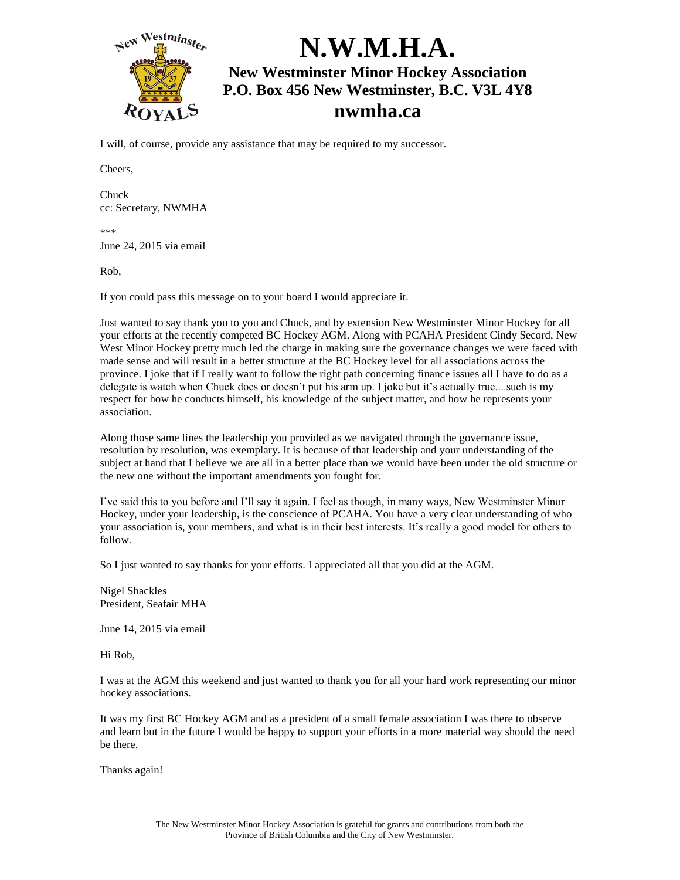I will, of course, provide any assistance that may be required to my successor.

Cheers,

Chuck
cc: Secretary, NWMHA

***

June 24, 2015 via email

Rob,

If you could pass this message on to your board I would appreciate it.

Just wanted to say thank you to you and Chuck, and by extension New Westminster Minor Hockey for all your efforts at the recently competed BC Hockey AGM. Along with PCAHA President Cindy Secord, New West Minor Hockey pretty much led the charge in making sure the governance changes we were faced with made sense and will result in a better structure at the BC Hockey level for all associations across the province. I joke that if I really want to follow the right path concerning finance issues all I have to do as a delegate is watch when Chuck does or doesn't put his arm up. I joke but it's actually true....such is my respect for how he conducts himself, his knowledge of the subject matter, and how he represents your association.

Along those same lines the leadership you provided as we navigated through the governance issue, resolution by resolution, was exemplary. It is because of that leadership and your understanding of the subject at hand that I believe we are all in a better place than we would have been under the old structure or the new one without the important amendments you fought for.

I've said this to you before and I'll say it again. I feel as though, in many ways, New Westminster Minor Hockey, under your leadership, is the conscience of PCAHA. You have a very clear understanding of who your association is, your members, and what is in their best interests. It's really a good model for others to follow.

So I just wanted to say thanks for your efforts. I appreciated all that you did at the AGM.

Nigel Shackles
President, Seafair MHA

June 14, 2015 via email

Hi Rob,

I was at the AGM this weekend and just wanted to thank you for all your hard work representing our minor hockey associations.

It was my first BC Hockey AGM and as a president of a small female association I was there to observe and learn but in the future I would be happy to support your efforts in a more material way should the need be there.

Thanks again!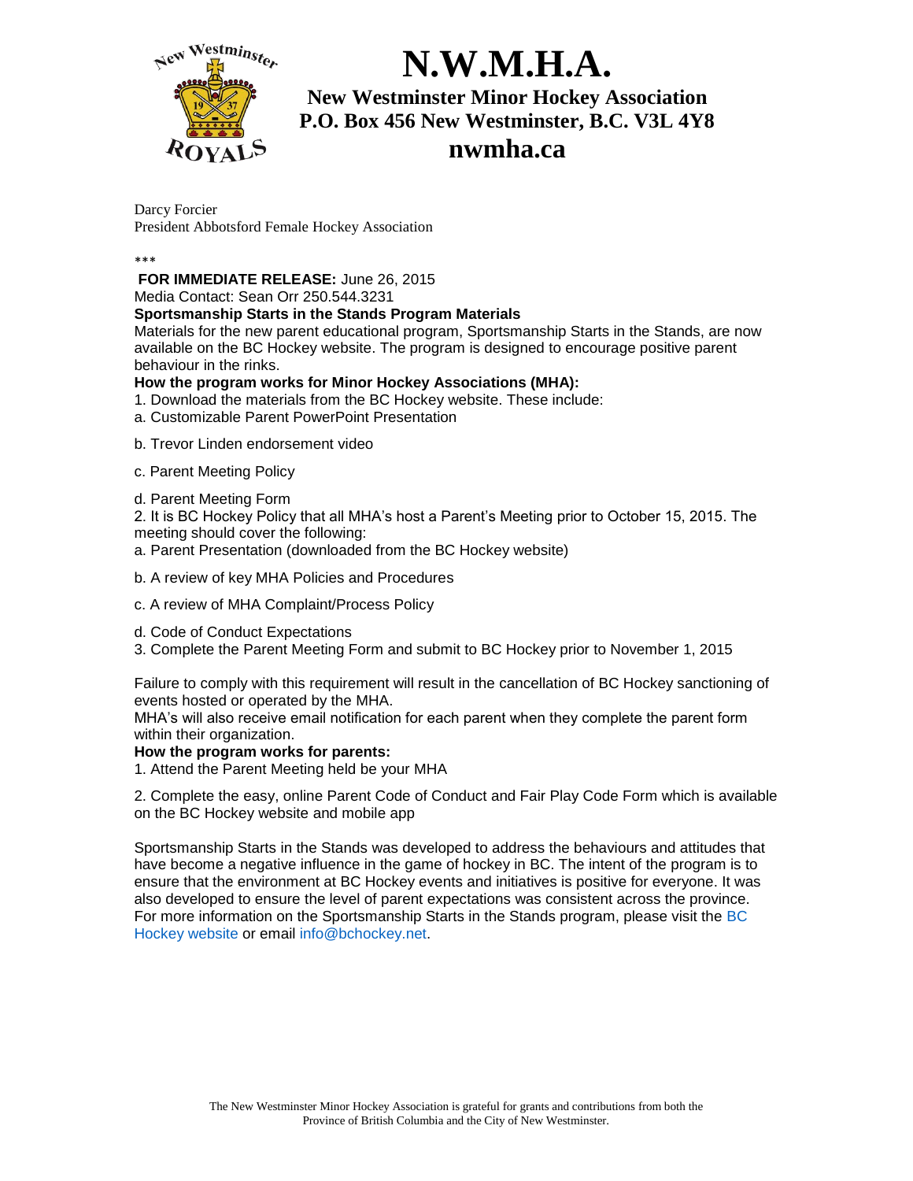# N.W.M.H.A.

**New Westminster Minor Hockey Association**
**P.O. Box 456 New Westminster, B.C. V3L 4Y8**
**nwmha.ca**

Darcy Forcier
President Abbotsford Female Hockey Association

***

**FOR IMMEDIATE RELEASE:** June 26, 2015
Media Contact: Sean Orr 250.544.3231

**Sportsmanship Starts in the Stands Program Materials**

Materials for the new parent educational program, Sportsmanship Starts in the Stands, are now available on the BC Hockey website. The program is designed to encourage positive parent behaviour in the rinks.

**How the program works for Minor Hockey Associations (MHA):**

1. Download the materials from the BC Hockey website. These include:
   a. Customizable Parent PowerPoint Presentation
   b. Trevor Linden endorsement video
   c. Parent Meeting Policy
   d. Parent Meeting Form
2. It is BC Hockey Policy that all MHA's host a Parent's Meeting prior to October 15, 2015. The meeting should cover the following:
   a. Parent Presentation (downloaded from the BC Hockey website)
   b. A review of key MHA Policies and Procedures
   c. A review of MHA Complaint/Process Policy
   d. Code of Conduct Expectations
3. Complete the Parent Meeting Form and submit to BC Hockey prior to November 1, 2015

Failure to comply with this requirement will result in the cancellation of BC Hockey sanctioning of events hosted or operated by the MHA.
MHA's will also receive email notification for each parent when they complete the parent form within their organization.

**How the program works for parents:**

1. Attend the Parent Meeting held be your MHA
2. Complete the easy, online Parent Code of Conduct and Fair Play Code Form which is available on the BC Hockey website and mobile app

Sportsmanship Starts in the Stands was developed to address the behaviours and attitudes that have become a negative influence in the game of hockey in BC. The intent of the program is to ensure that the environment at BC Hockey events and initiatives is positive for everyone. It was also developed to ensure the level of parent expectations was consistent across the province. For more information on the Sportsmanship Starts in the Stands program, please visit the BC Hockey website or email info@bchockey.net.

The New Westminster Minor Hockey Association is grateful for grants and contributions from both the Province of British Columbia and the City of New Westminster.